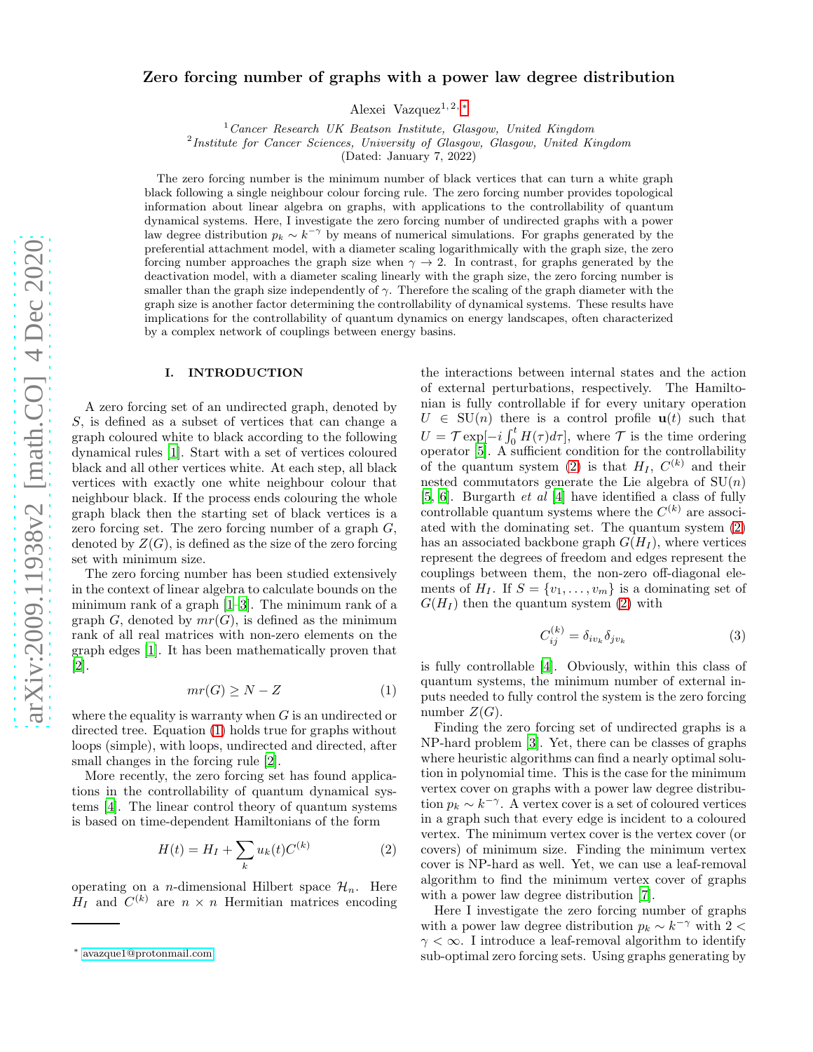# Zero forcing number of graphs with a power law degree distribution

Alexei Vazquez[1,2,*]

[1] *Cancer Research UK Beatson Institute, Glasgow, United Kingdom*
[2] *Institute for Cancer Sciences, University of Glasgow, Glasgow, United Kingdom*
(Dated: January 7, 2022)

The zero forcing number is the minimum number of black vertices that can turn a white graph black following a single neighbour colour forcing rule. The zero forcing number provides topological information about linear algebra on graphs, with applications to the controllability of quantum dynamical systems. Here, I investigate the zero forcing number of undirected graphs with a power law degree distribution $p_k \sim k^{-\gamma}$ by means of numerical simulations. For graphs generated by the preferential attachment model, with a diameter scaling logarithmically with the graph size, the zero forcing number approaches the graph size when $\gamma \to 2$. In contrast, for graphs generated by the deactivation model, with a diameter scaling linearly with the graph size, the zero forcing number is smaller than the graph size independently of $\gamma$. Therefore the scaling of the graph diameter with the graph size is another factor determining the controllability of dynamical systems. These results have implications for the controllability of quantum dynamics on energy landscapes, often characterized by a complex network of couplings between energy basins.

## I. INTRODUCTION

A zero forcing set of an undirected graph, denoted by $S$, is defined as a subset of vertices that can change a graph coloured white to black according to the following dynamical rules [1]. Start with a set of vertices coloured black and all other vertices white. At each step, all black vertices with exactly one white neighbour colour that neighbour black. If the process ends colouring the whole graph black then the starting set of black vertices is a zero forcing set. The zero forcing number of a graph $G$, denoted by $Z(G)$, is defined as the size of the zero forcing set with minimum size.

The zero forcing number has been studied extensively in the context of linear algebra to calculate bounds on the minimum rank of a graph [1–3]. The minimum rank of a graph $G$, denoted by $mr(G)$, is defined as the minimum rank of all real matrices with non-zero elements on the graph edges [1]. It has been mathematically proven that [2].

$$mr(G) \geq N - Z \tag{1}$$

where the equality is warranty when $G$ is an undirected or directed tree. Equation (1) holds true for graphs without loops (simple), with loops, undirected and directed, after small changes in the forcing rule [2].

More recently, the zero forcing set has found applications in the controllability of quantum dynamical systems [4]. The linear control theory of quantum systems is based on time-dependent Hamiltonians of the form

$$H(t) = H_I + \sum_k u_k(t) C^{(k)} \tag{2}$$

operating on a $n$-dimensional Hilbert space $\mathcal{H}_n$. Here $H_I$ and $C^{(k)}$ are $n \times n$ Hermitian matrices encoding the interactions between internal states and the action of external perturbations, respectively. The Hamiltonian is fully controllable if for every unitary operation $U \in \mathrm{SU}(n)$ there is a control profile $\mathbf{u}(t)$ such that $U = \mathcal{T} \exp[-i \int_0^t H(\tau) d\tau]$, where $\mathcal{T}$ is the time ordering operator [5]. A sufficient condition for the controllability of the quantum system (2) is that $H_I$, $C^{(k)}$ and their nested commutators generate the Lie algebra of $\mathrm{SU}(n)$ [5, 6]. Burgarth *et al* [4] have identified a class of fully controllable quantum systems where the $C^{(k)}$ are associated with the dominating set. The quantum system (2) has an associated backbone graph $G(H_I)$, where vertices represent the degrees of freedom and edges represent the couplings between them, the non-zero off-diagonal elements of $H_I$. If $S = \{v_1, \ldots, v_m\}$ is a dominating set of $G(H_I)$ then the quantum system (2) with

$$C^{(k)}_{ij} = \delta_{iv_k} \delta_{jv_k} \tag{3}$$

is fully controllable [4]. Obviously, within this class of quantum systems, the minimum number of external inputs needed to fully control the system is the zero forcing number $Z(G)$.

Finding the zero forcing set of undirected graphs is a NP-hard problem [3]. Yet, there can be classes of graphs where heuristic algorithms can find a nearly optimal solution in polynomial time. This is the case for the minimum vertex cover on graphs with a power law degree distribution $p_k \sim k^{-\gamma}$. A vertex cover is a set of coloured vertices in a graph such that every edge is incident to a coloured vertex. The minimum vertex cover is the vertex cover (or covers) of minimum size. Finding the minimum vertex cover is NP-hard as well. Yet, we can use a leaf-removal algorithm to find the minimum vertex cover of graphs with a power law degree distribution [7].

Here I investigate the zero forcing number of graphs with a power law degree distribution $p_k \sim k^{-\gamma}$ with $2 < \gamma < \infty$. I introduce a leaf-removal algorithm to identify sub-optimal zero forcing sets. Using graphs generating by

* avazque1@protonmail.com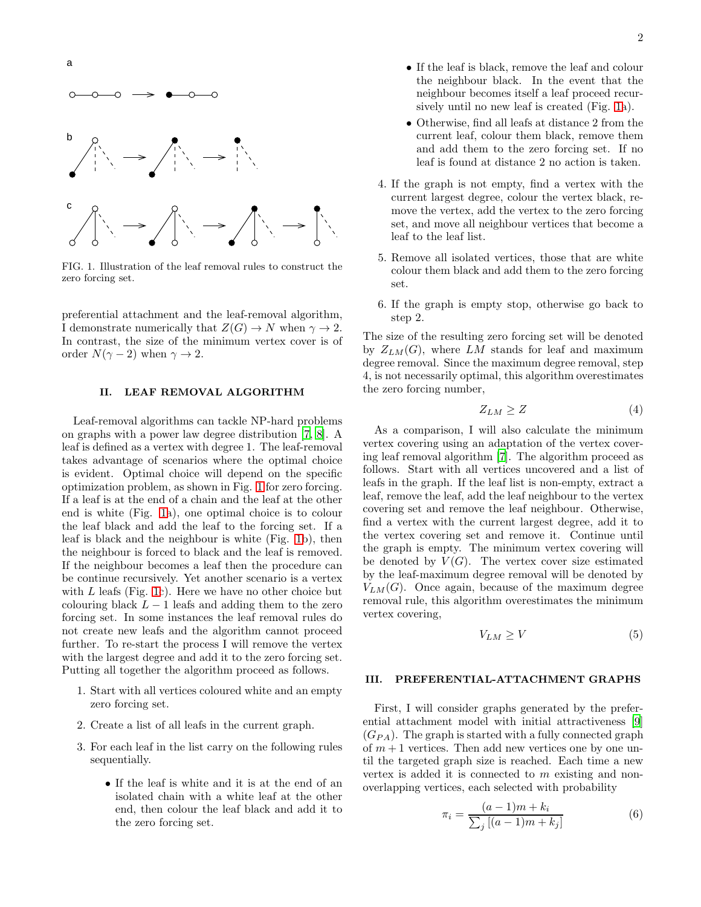FIG. 1. Illustration of the leaf removal rules to construct the zero forcing set.

preferential attachment and the leaf-removal algorithm, I demonstrate numerically that $Z(G) \to N$ when $\gamma \to 2$. In contrast, the size of the minimum vertex cover is of order $N(\gamma - 2)$ when $\gamma \to 2$.

## II. LEAF REMOVAL ALGORITHM

Leaf-removal algorithms can tackle NP-hard problems on graphs with a power law degree distribution [7, 8]. A leaf is defined as a vertex with degree 1. The leaf-removal takes advantage of scenarios where the optimal choice is evident. Optimal choice will depend on the specific optimization problem, as shown in Fig. 1 for zero forcing. If a leaf is at the end of a chain and the leaf at the other end is white (Fig. 1a), one optimal choice is to colour the leaf black and add the leaf to the forcing set. If a leaf is black and the neighbour is white (Fig. 1b), then the neighbour is forced to black and the leaf is removed. If the neighbour becomes a leaf then the procedure can be continue recursively. Yet another scenario is a vertex with $L$ leafs (Fig. 1c). Here we have no other choice but colouring black $L-1$ leafs and adding them to the zero forcing set. In some instances the leaf removal rules do not create new leafs and the algorithm cannot proceed further. To re-start the process I will remove the vertex with the largest degree and add it to the zero forcing set. Putting all together the algorithm proceed as follows.

1. Start with all vertices coloured white and an empty zero forcing set.
2. Create a list of all leafs in the current graph.
3. For each leaf in the list carry on the following rules sequentially.
   - If the leaf is white and it is at the end of an isolated chain with a white leaf at the other end, then colour the leaf black and add it to the zero forcing set.
   - If the leaf is black, remove the leaf and colour the neighbour black. In the event that the neighbour becomes itself a leaf proceed recursively until no new leaf is created (Fig. 1a).
   - Otherwise, find all leafs at distance 2 from the current leaf, colour them black, remove them and add them to the zero forcing set. If no leaf is found at distance 2 no action is taken.
4. If the graph is not empty, find a vertex with the current largest degree, colour the vertex black, remove the vertex, add the vertex to the zero forcing set, and move all neighbour vertices that become a leaf to the leaf list.
5. Remove all isolated vertices, those that are white colour them black and add them to the zero forcing set.
6. If the graph is empty stop, otherwise go back to step 2.

The size of the resulting zero forcing set will be denoted by $Z_{LM}(G)$, where $LM$ stands for leaf and maximum degree removal. Since the maximum degree removal, step 4, is not necessarily optimal, this algorithm overestimates the zero forcing number,

$$Z_{LM} \geq Z \tag{4}$$

As a comparison, I will also calculate the minimum vertex covering using an adaptation of the vertex covering leaf removal algorithm [7]. The algorithm proceed as follows. Start with all vertices uncovered and a list of leafs in the graph. If the leaf list is non-empty, extract a leaf, remove the leaf, add the leaf neighbour to the vertex covering set and remove the leaf neighbour. Otherwise, find a vertex with the current largest degree, add it to the vertex covering set and remove it. Continue until the graph is empty. The minimum vertex covering will be denoted by $V(G)$. The vertex cover size estimated by the leaf-maximum degree removal will be denoted by $V_{LM}(G)$. Once again, because of the maximum degree removal rule, this algorithm overestimates the minimum vertex covering,

$$V_{LM} \geq V \tag{5}$$

## III. PREFERENTIAL-ATTACHMENT GRAPHS

First, I will consider graphs generated by the preferential attachment model with initial attractiveness [9] ($G_{PA}$). The graph is started with a fully connected graph of $m+1$ vertices. Then add new vertices one by one until the targeted graph size is reached. Each time a new vertex is added it is connected to $m$ existing and non-overlapping vertices, each selected with probability

$$\pi_i = \frac{(a-1)m + k_i}{\sum_j \left[(a-1)m + k_j\right]} \tag{6}$$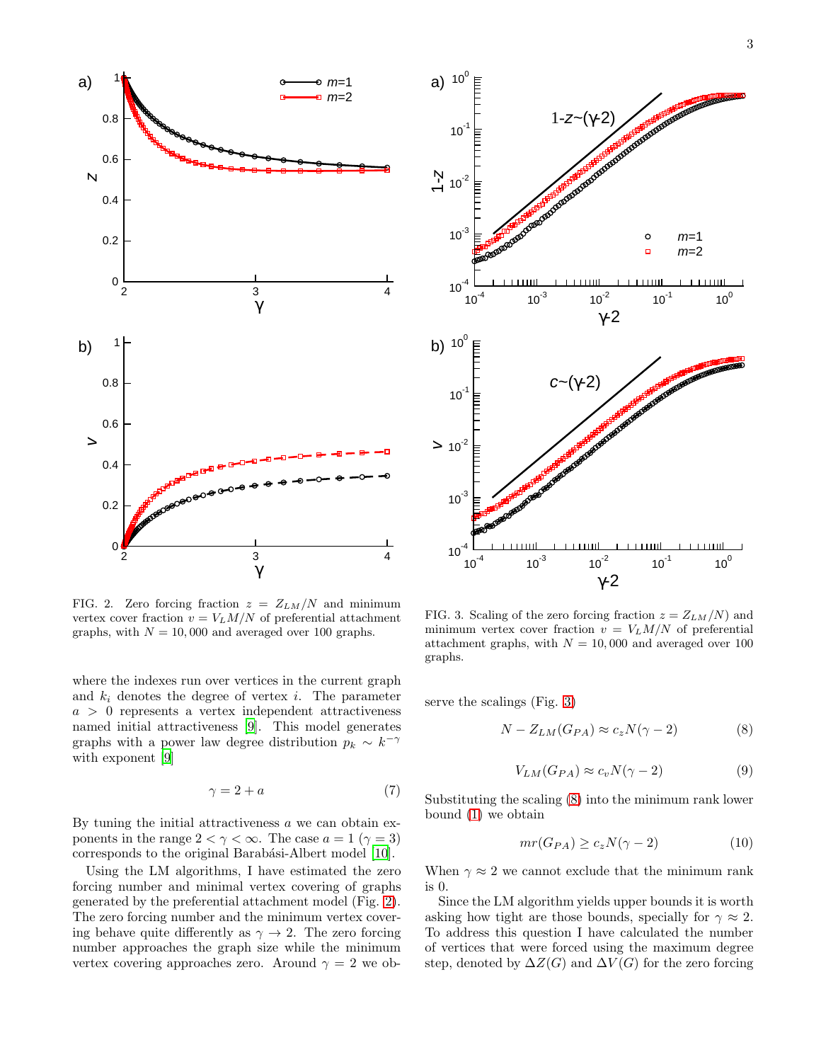FIG. 2. Zero forcing fraction $z = Z_{LM}/N$ and minimum vertex cover fraction $v = V_{LM}/N$ of preferential attachment graphs, with $N = 10,000$ and averaged over 100 graphs.

FIG. 3. Scaling of the zero forcing fraction $z = Z_{LM}/N$) and minimum vertex cover fraction $v = V_{LM}/N$ of preferential attachment graphs, with $N = 10,000$ and averaged over 100 graphs.

where the indexes run over vertices in the current graph and $k_i$ denotes the degree of vertex $i$. The parameter $a > 0$ represents a vertex independent attractiveness named initial attractiveness [9]. This model generates graphs with a power law degree distribution $p_k \sim k^{-\gamma}$ with exponent [9]

$$\gamma = 2 + a \tag{7}$$

By tuning the initial attractiveness $a$ we can obtain exponents in the range $2 < \gamma < \infty$. The case $a = 1$ ($\gamma = 3$) corresponds to the original Barabási-Albert model [10].

Using the LM algorithms, I have estimated the zero forcing number and minimal vertex covering of graphs generated by the preferential attachment model (Fig. 2). The zero forcing number and the minimum vertex covering behave quite differently as $\gamma \to 2$. The zero forcing number approaches the graph size while the minimum vertex covering approaches zero. Around $\gamma = 2$ we observe the scalings (Fig. 3)

$$N - Z_{LM}(G_{PA}) \approx c_z N(\gamma - 2) \tag{8}$$

$$V_{LM}(G_{PA}) \approx c_v N(\gamma - 2) \tag{9}$$

Substituting the scaling (8) into the minimum rank lower bound (1) we obtain

$$mr(G_{PA}) \geq c_z N(\gamma - 2) \tag{10}$$

When $\gamma \approx 2$ we cannot exclude that the minimum rank is 0.

Since the LM algorithm yields upper bounds it is worth asking how tight are those bounds, specially for $\gamma \approx 2$. To address this question I have calculated the number of vertices that were forced using the maximum degree step, denoted by $\Delta Z(G)$ and $\Delta V(G)$ for the zero forcing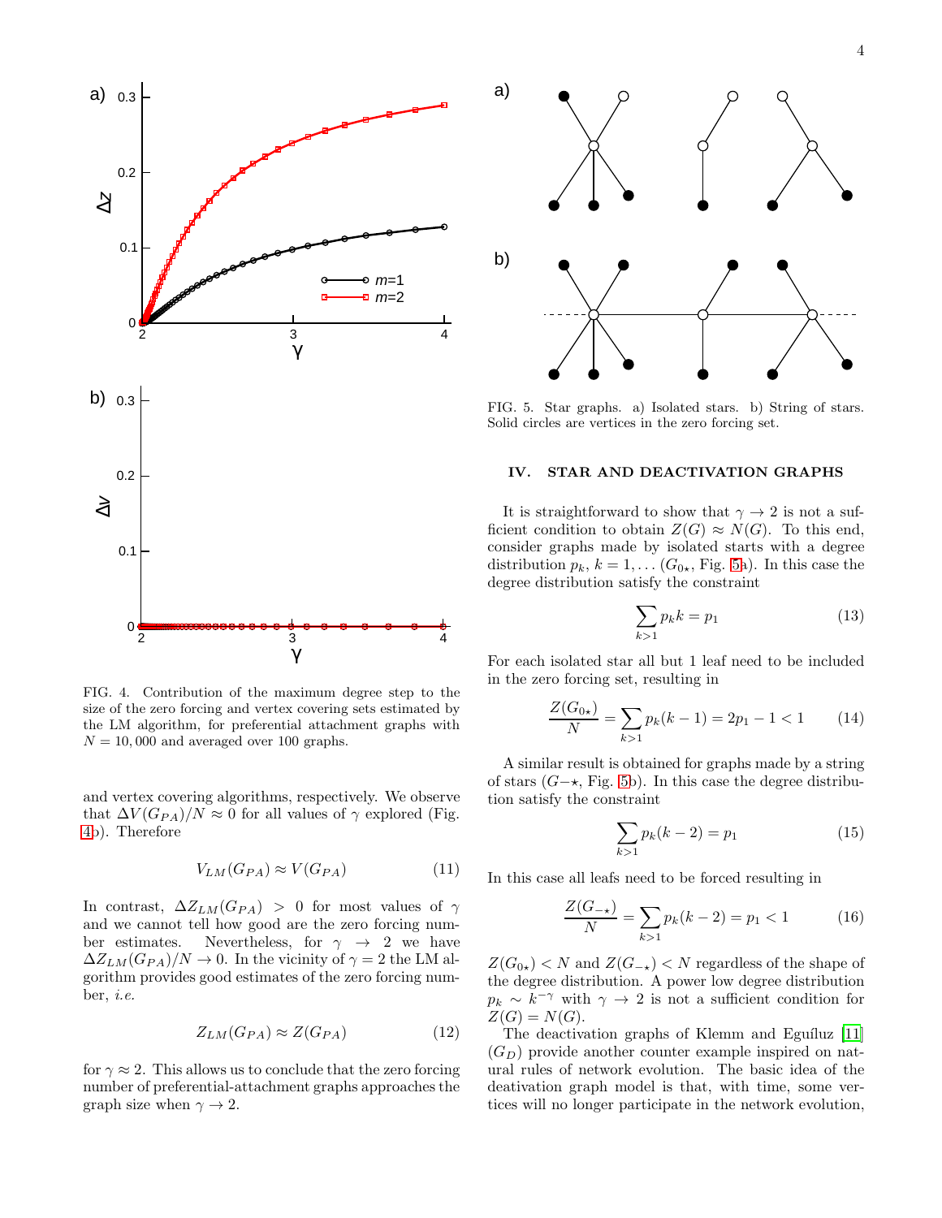FIG. 4. Contribution of the maximum degree step to the size of the zero forcing and vertex covering sets estimated by the LM algorithm, for preferential attachment graphs with $N = 10,000$ and averaged over 100 graphs.

and vertex covering algorithms, respectively. We observe that $\Delta V(G_{PA})/N \approx 0$ for all values of $\gamma$ explored (Fig. 4b). Therefore

$$V_{LM}(G_{PA}) \approx V(G_{PA}) \tag{11}$$

In contrast, $\Delta Z_{LM}(G_{PA}) > 0$ for most values of $\gamma$ and we cannot tell how good are the zero forcing number estimates. Nevertheless, for $\gamma \to 2$ we have $\Delta Z_{LM}(G_{PA})/N \to 0$. In the vicinity of $\gamma = 2$ the LM algorithm provides good estimates of the zero forcing number, *i.e.*

$$Z_{LM}(G_{PA}) \approx Z(G_{PA}) \tag{12}$$

for $\gamma \approx 2$. This allows us to conclude that the zero forcing number of preferential-attachment graphs approaches the graph size when $\gamma \to 2$.

FIG. 5. Star graphs. a) Isolated stars. b) String of stars. Solid circles are vertices in the zero forcing set.

## IV. STAR AND DEACTIVATION GRAPHS

It is straightforward to show that $\gamma \to 2$ is not a sufficient condition to obtain $Z(G) \approx N(G)$. To this end, consider graphs made by isolated starts with a degree distribution $p_k$, $k = 1, \ldots$ ($G_{0\star}$, Fig. 5a). In this case the degree distribution satisfy the constraint

$$\sum_{k>1} p_k k = p_1 \tag{13}$$

For each isolated star all but 1 leaf need to be included in the zero forcing set, resulting in

$$\frac{Z(G_{0\star})}{N} = \sum_{k>1} p_k(k-1) = 2p_1 - 1 < 1 \tag{14}$$

A similar result is obtained for graphs made by a string of stars ($G{-}\star$, Fig. 5b). In this case the degree distribution satisfy the constraint

$$\sum_{k>1} p_k(k-2) = p_1 \tag{15}$$

In this case all leafs need to be forced resulting in

$$\frac{Z(G_{-\star})}{N} = \sum_{k>1} p_k(k-2) = p_1 < 1 \tag{16}$$

$Z(G_{0\star}) < N$ and $Z(G_{-\star}) < N$ regardless of the shape of the degree distribution. A power low degree distribution $p_k \sim k^{-\gamma}$ with $\gamma \to 2$ is not a sufficient condition for $Z(G) = N(G)$.

The deactivation graphs of Klemm and Eguíluz [11] ($G_D$) provide another counter example inspired on natural rules of network evolution. The basic idea of the deativation graph model is that, with time, some vertices will no longer participate in the network evolution,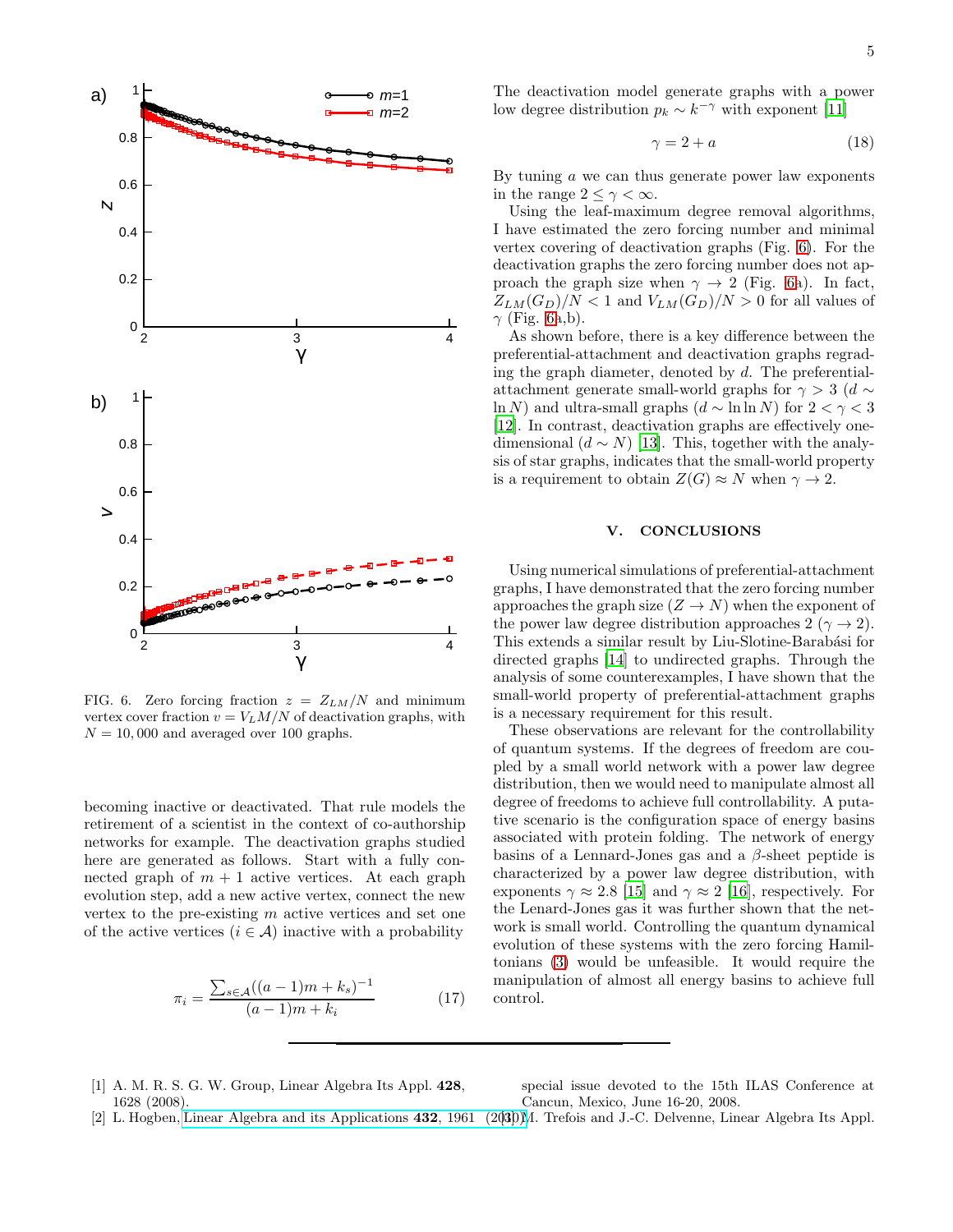FIG. 6. Zero forcing fraction $z = Z_{LM}/N$ and minimum vertex cover fraction $v = V_LM/N$ of deactivation graphs, with $N = 10,000$ and averaged over 100 graphs.

becoming inactive or deactivated. That rule models the retirement of a scientist in the context of co-authorship networks for example. The deactivation graphs studied here are generated as follows. Start with a fully connected graph of $m+1$ active vertices. At each graph evolution step, add a new active vertex, connect the new vertex to the pre-existing $m$ active vertices and set one of the active vertices ($i \in \mathcal{A}$) inactive with a probability

$$\pi_i = \frac{\sum_{s\in\mathcal{A}}((a-1)m + k_s)^{-1}}{(a-1)m + k_i} \tag{17}$$

The deactivation model generate graphs with a power low degree distribution $p_k \sim k^{-\gamma}$ with exponent [11]

$$\gamma = 2 + a \tag{18}$$

By tuning $a$ we can thus generate power law exponents in the range $2 \leq \gamma < \infty$.

Using the leaf-maximum degree removal algorithms, I have estimated the zero forcing number and minimal vertex covering of deactivation graphs (Fig. 6). For the deactivation graphs the zero forcing number does not approach the graph size when $\gamma \to 2$ (Fig. 6a). In fact, $Z_{LM}(G_D)/N < 1$ and $V_{LM}(G_D)/N > 0$ for all values of $\gamma$ (Fig. 6a,b).

As shown before, there is a key difference between the preferential-attachment and deactivation graphs regrading the graph diameter, denoted by $d$. The preferential-attachment generate small-world graphs for $\gamma > 3$ ($d \sim \ln N$) and ultra-small graphs ($d \sim \ln\ln N$) for $2 < \gamma < 3$ [12]. In contrast, deactivation graphs are effectively one-dimensional ($d \sim N$) [13]. This, together with the analysis of star graphs, indicates that the small-world property is a requirement to obtain $Z(G) \approx N$ when $\gamma \to 2$.

## V. CONCLUSIONS

Using numerical simulations of preferential-attachment graphs, I have demonstrated that the zero forcing number approaches the graph size ($Z \to N$) when the exponent of the power law degree distribution approaches 2 ($\gamma \to 2$). This extends a similar result by Liu-Slotine-Barabási for directed graphs [14] to undirected graphs. Through the analysis of some counterexamples, I have shown that the small-world property of preferential-attachment graphs is a necessary requirement for this result.

These observations are relevant for the controllability of quantum systems. If the degrees of freedom are coupled by a small world network with a power law degree distribution, then we would need to manipulate almost all degree of freedoms to achieve full controllability. A putative scenario is the configuration space of energy basins associated with protein folding. The network of energy basins of a Lennard-Jones gas and a $\beta$-sheet peptide is characterized by a power law degree distribution, with exponents $\gamma \approx 2.8$ [15] and $\gamma \approx 2$ [16], respectively. For the Lenard-Jones gas it was further shown that the network is small world. Controlling the quantum dynamical evolution of these systems with the zero forcing Hamiltonians (3) would be unfeasible. It would require the manipulation of almost all energy basins to achieve full control.

---

[1] A. M. R. S. G. W. Group, Linear Algebra Its Appl. **428**, 1628 (2008).

[2] L. Hogben, Linear Algebra and its Applications **432**, 1961 (2010), special issue devoted to the 15th ILAS Conference at Cancun, Mexico, June 16-20, 2008.

[3] M. Trefois and J.-C. Delvenne, Linear Algebra Its Appl.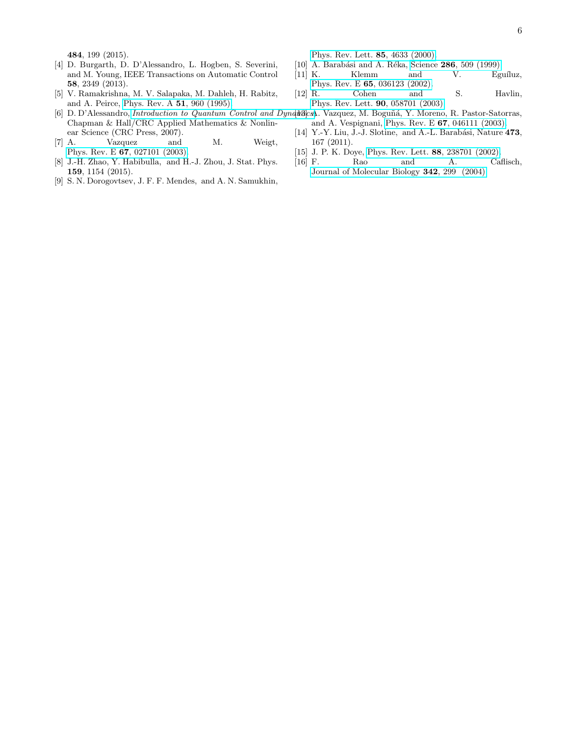**484**, 199 (2015).

[4] D. Burgarth, D. D'Alessandro, L. Hogben, S. Severini, and M. Young, IEEE Transactions on Automatic Control **58**, 2349 (2013).

[5] V. Ramakrishna, M. V. Salapaka, M. Dahleh, H. Rabitz, and A. Peirce, Phys. Rev. A **51**, 960 (1995).

[6] D. D'Alessandro, *Introduction to Quantum Control and Dynamics*, Chapman & Hall/CRC Applied Mathematics & Nonlinear Science (CRC Press, 2007).

[7] A. Vazquez and M. Weigt, Phys. Rev. E **67**, 027101 (2003).

[8] J.-H. Zhao, Y. Habibulla, and H.-J. Zhou, J. Stat. Phys. **159**, 1154 (2015).

[9] S. N. Dorogovtsev, J. F. F. Mendes, and A. N. Samukhin, Phys. Rev. Lett. **85**, 4633 (2000).

[10] A. Barabási and A. Réka, Science **286**, 509 (1999).

[11] K. Klemm and V. Eguíluz, Phys. Rev. E **65**, 036123 (2002).

[12] R. Cohen and S. Havlin, Phys. Rev. Lett. **90**, 058701 (2003).

[13] A. Vazquez, M. Boguñá, Y. Moreno, R. Pastor-Satorras, and A. Vespignani, Phys. Rev. E **67**, 046111 (2003).

[14] Y.-Y. Liu, J.-J. Slotine, and A.-L. Barabási, Nature **473**, 167 (2011).

[15] J. P. K. Doye, Phys. Rev. Lett. **88**, 238701 (2002).

[16] F. Rao and A. Caflisch, Journal of Molecular Biology **342**, 299 (2004).